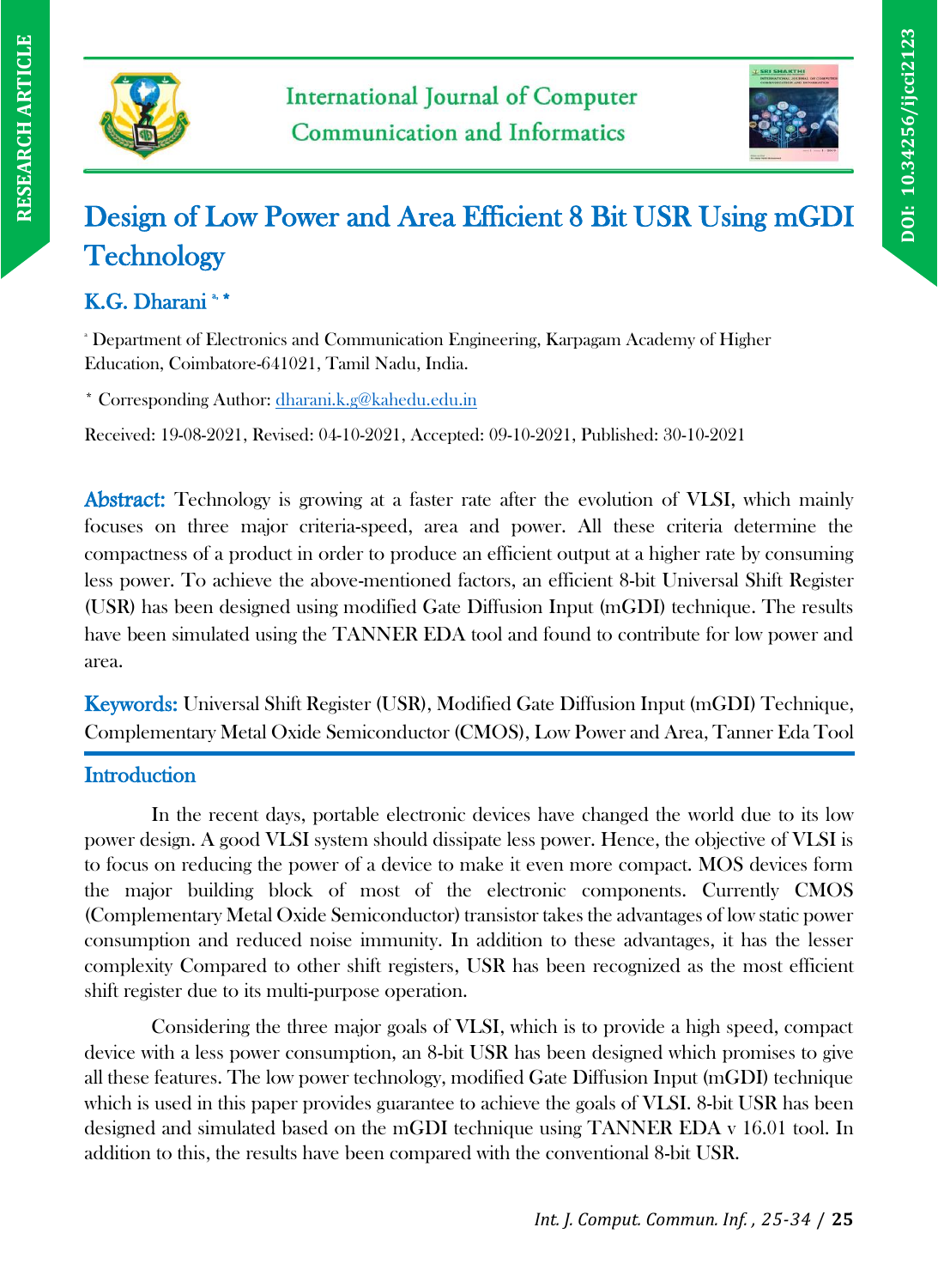# Design of Low Power and Area Efficient 8 Bit USR Using mGDI Technology

**K.G. Dharani [a,*]**

[a] Department of Electronics and Communication Engineering, Karpagam Academy of Higher Education, Coimbatore-641021, Tamil Nadu, India.

[*] Corresponding Author: dharani.k.g@kahedu.edu.in

Received: 19-08-2021, Revised: 04-10-2021, Accepted: 09-10-2021, Published: 30-10-2021

**Abstract:** Technology is growing at a faster rate after the evolution of VLSI, which mainly focuses on three major criteria-speed, area and power. All these criteria determine the compactness of a product in order to produce an efficient output at a higher rate by consuming less power. To achieve the above-mentioned factors, an efficient 8-bit Universal Shift Register (USR) has been designed using modified Gate Diffusion Input (mGDI) technique. The results have been simulated using the TANNER EDA tool and found to contribute for low power and area.

**Keywords:** Universal Shift Register (USR), Modified Gate Diffusion Input (mGDI) Technique, Complementary Metal Oxide Semiconductor (CMOS), Low Power and Area, Tanner Eda Tool

## Introduction

In the recent days, portable electronic devices have changed the world due to its low power design. A good VLSI system should dissipate less power. Hence, the objective of VLSI is to focus on reducing the power of a device to make it even more compact. MOS devices form the major building block of most of the electronic components. Currently CMOS (Complementary Metal Oxide Semiconductor) transistor takes the advantages of low static power consumption and reduced noise immunity. In addition to these advantages, it has the lesser complexity Compared to other shift registers, USR has been recognized as the most efficient shift register due to its multi-purpose operation.

Considering the three major goals of VLSI, which is to provide a high speed, compact device with a less power consumption, an 8-bit USR has been designed which promises to give all these features. The low power technology, modified Gate Diffusion Input (mGDI) technique which is used in this paper provides guarantee to achieve the goals of VLSI. 8-bit USR has been designed and simulated based on the mGDI technique using TANNER EDA v 16.01 tool. In addition to this, the results have been compared with the conventional 8-bit USR.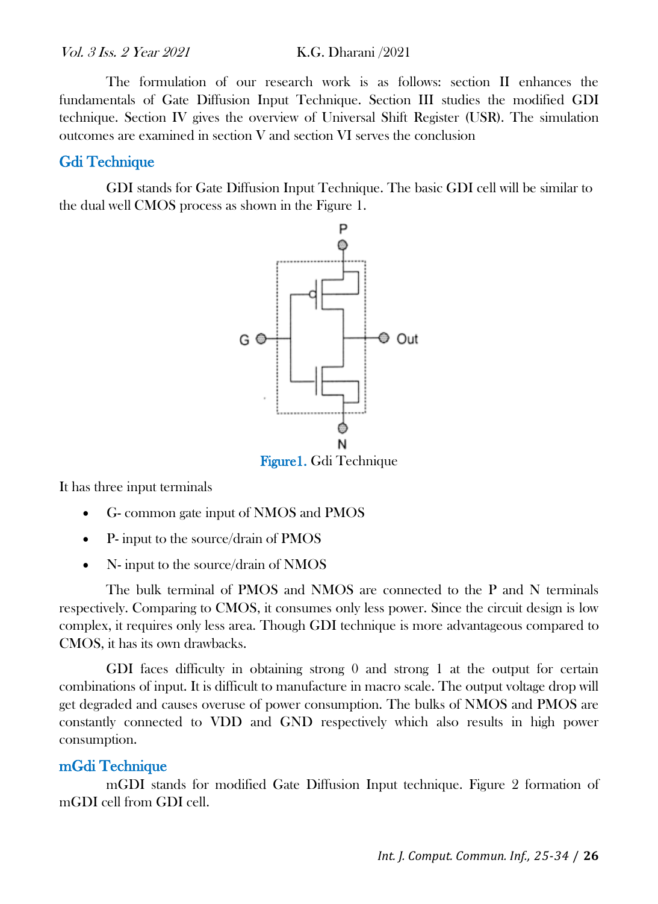The formulation of our research work is as follows: section II enhances the fundamentals of Gate Diffusion Input Technique. Section III studies the modified GDI technique. Section IV gives the overview of Universal Shift Register (USR). The simulation outcomes are examined in section V and section VI serves the conclusion

## Gdi Technique

GDI stands for Gate Diffusion Input Technique. The basic GDI cell will be similar to the dual well CMOS process as shown in the Figure 1.

Figure1. Gdi Technique

It has three input terminals

- G- common gate input of NMOS and PMOS
- P- input to the source/drain of PMOS
- N- input to the source/drain of NMOS

The bulk terminal of PMOS and NMOS are connected to the P and N terminals respectively. Comparing to CMOS, it consumes only less power. Since the circuit design is low complex, it requires only less area. Though GDI technique is more advantageous compared to CMOS, it has its own drawbacks.

GDI faces difficulty in obtaining strong 0 and strong 1 at the output for certain combinations of input. It is difficult to manufacture in macro scale. The output voltage drop will get degraded and causes overuse of power consumption. The bulks of NMOS and PMOS are constantly connected to VDD and GND respectively which also results in high power consumption.

## mGdi Technique

mGDI stands for modified Gate Diffusion Input technique. Figure 2 formation of mGDI cell from GDI cell.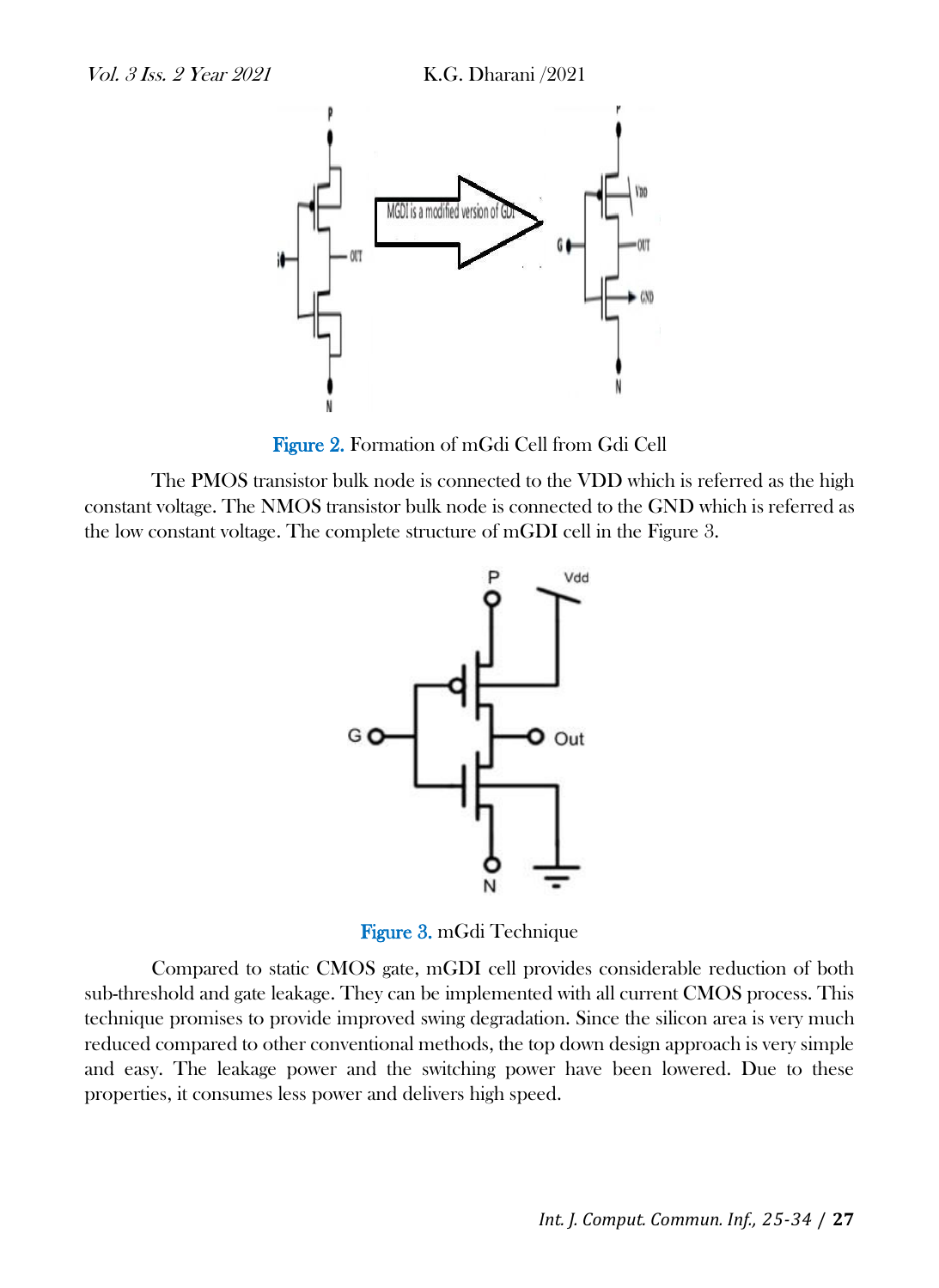Figure 2. Formation of mGdi Cell from Gdi Cell

The PMOS transistor bulk node is connected to the VDD which is referred as the high constant voltage. The NMOS transistor bulk node is connected to the GND which is referred as the low constant voltage. The complete structure of mGDI cell in the Figure 3.

Figure 3. mGdi Technique

Compared to static CMOS gate, mGDI cell provides considerable reduction of both sub-threshold and gate leakage. They can be implemented with all current CMOS process. This technique promises to provide improved swing degradation. Since the silicon area is very much reduced compared to other conventional methods, the top down design approach is very simple and easy. The leakage power and the switching power have been lowered. Due to these properties, it consumes less power and delivers high speed.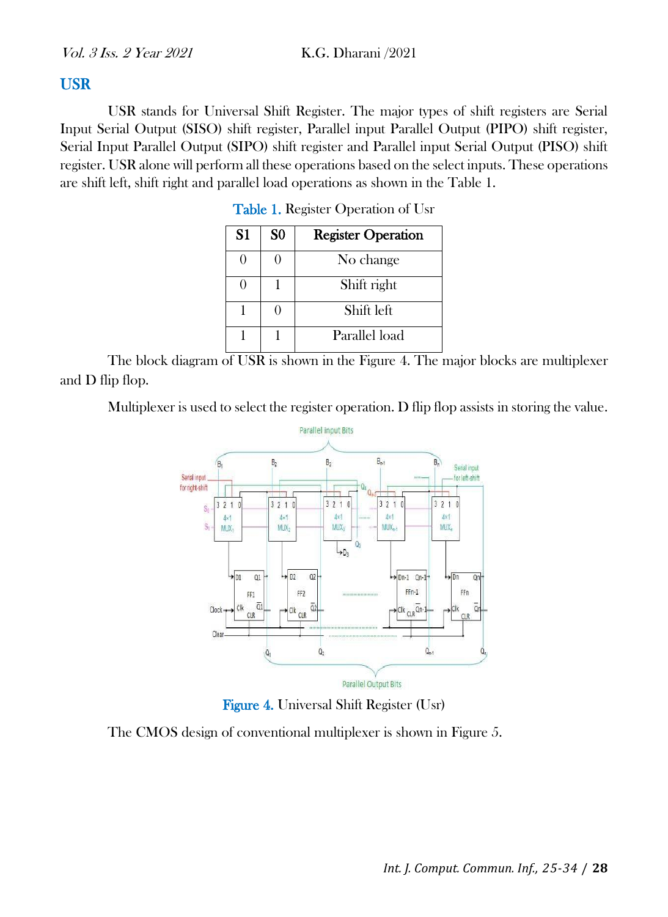## USR

USR stands for Universal Shift Register. The major types of shift registers are Serial Input Serial Output (SISO) shift register, Parallel input Parallel Output (PIPO) shift register, Serial Input Parallel Output (SIPO) shift register and Parallel input Serial Output (PISO) shift register. USR alone will perform all these operations based on the select inputs. These operations are shift left, shift right and parallel load operations as shown in the Table 1.

Table 1. Register Operation of Usr

| S1 | S0 | Register Operation |
|---|---|---|
| 0 | 0 | No change |
| 0 | 1 | Shift right |
| 1 | 0 | Shift left |
| 1 | 1 | Parallel load |

The block diagram of USR is shown in the Figure 4. The major blocks are multiplexer and D flip flop.

Multiplexer is used to select the register operation. D flip flop assists in storing the value.

Figure 4. Universal Shift Register (Usr)

The CMOS design of conventional multiplexer is shown in Figure 5.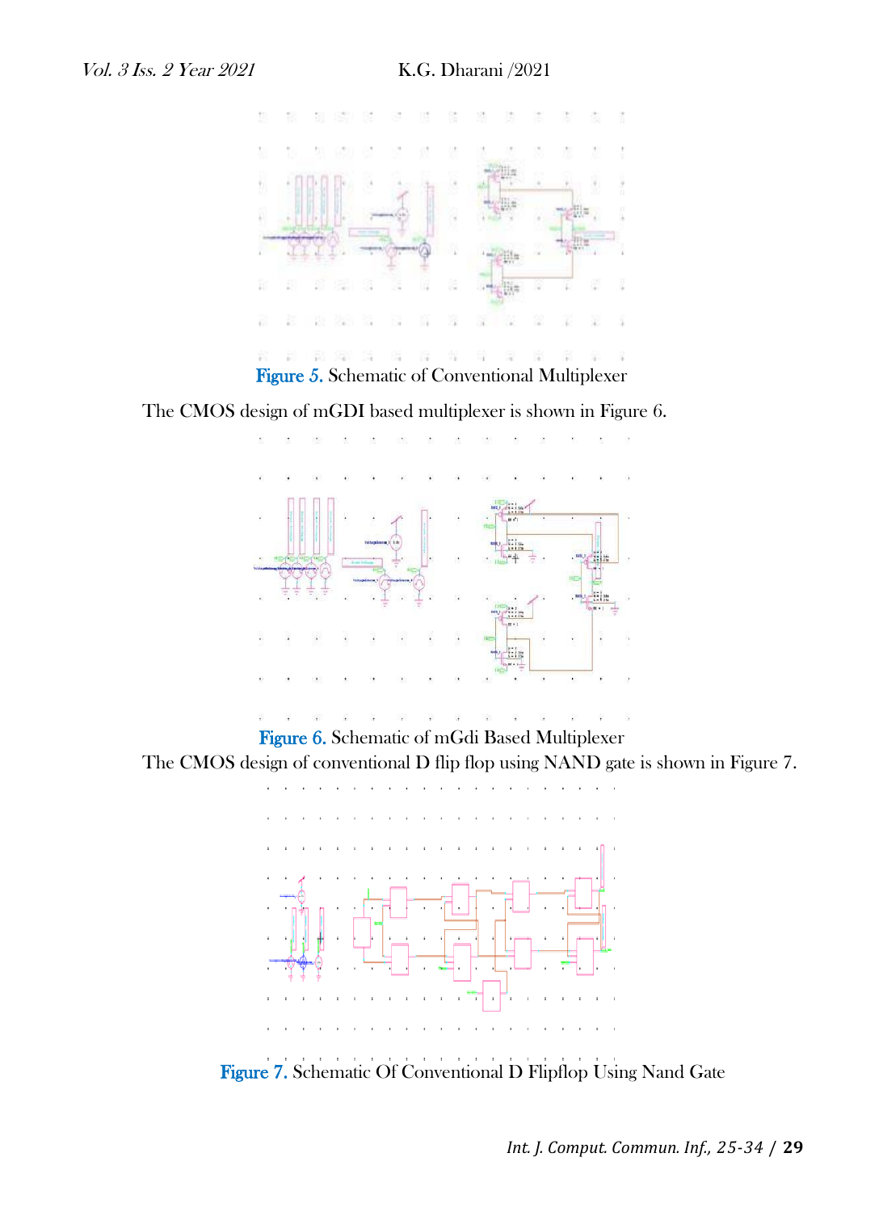Figure 5. Schematic of Conventional Multiplexer

The CMOS design of mGDI based multiplexer is shown in Figure 6.

Figure 6. Schematic of mGdi Based Multiplexer

The CMOS design of conventional D flip flop using NAND gate is shown in Figure 7.

Figure 7. Schematic Of Conventional D Flipflop Using Nand Gate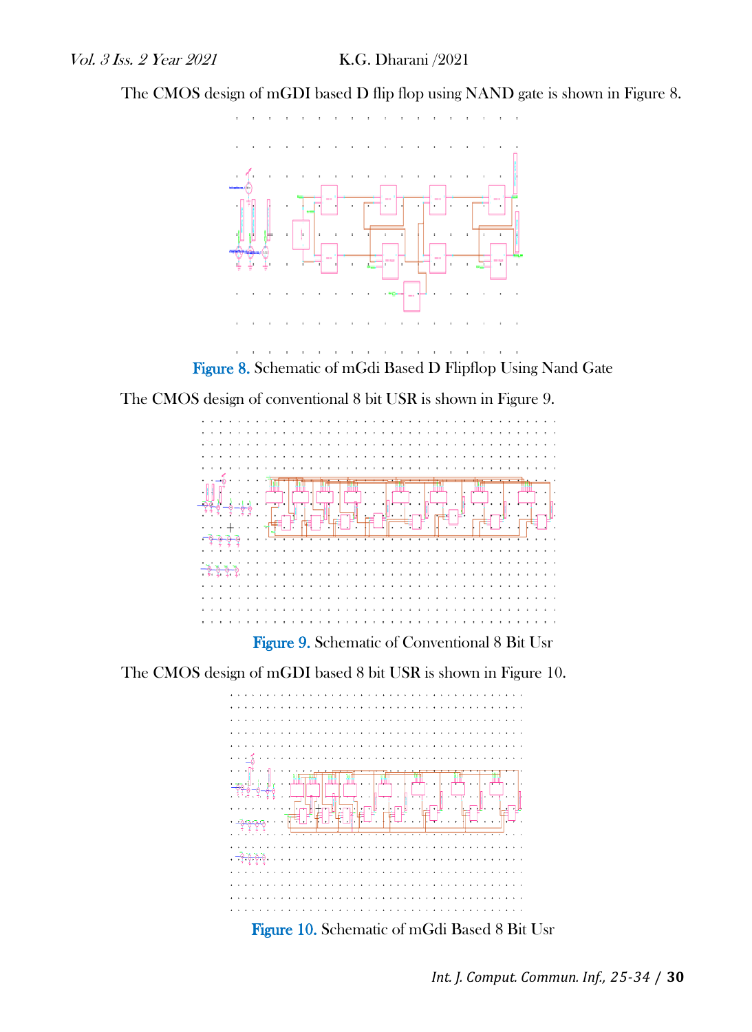The CMOS design of mGDI based D flip flop using NAND gate is shown in Figure 8.

Figure 8. Schematic of mGdi Based D Flipflop Using Nand Gate

The CMOS design of conventional 8 bit USR is shown in Figure 9.

Figure 9. Schematic of Conventional 8 Bit Usr

The CMOS design of mGDI based 8 bit USR is shown in Figure 10.

Figure 10. Schematic of mGdi Based 8 Bit Usr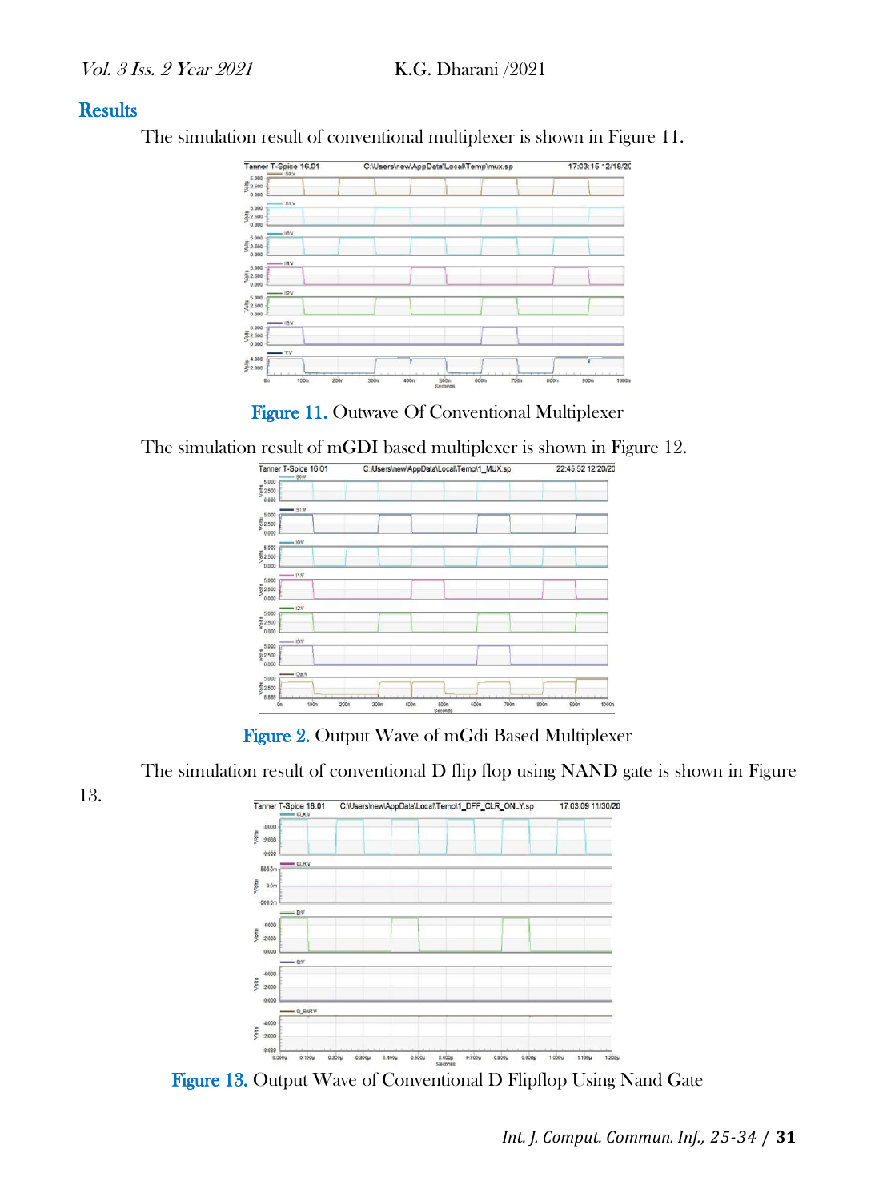## Results

The simulation result of conventional multiplexer is shown in Figure 11.

Figure 11. Outwave Of Conventional Multiplexer

The simulation result of mGDI based multiplexer is shown in Figure 12.

Figure 2. Output Wave of mGdi Based Multiplexer

The simulation result of conventional D flip flop using NAND gate is shown in Figure 13.

Figure 13. Output Wave of Conventional D Flipflop Using Nand Gate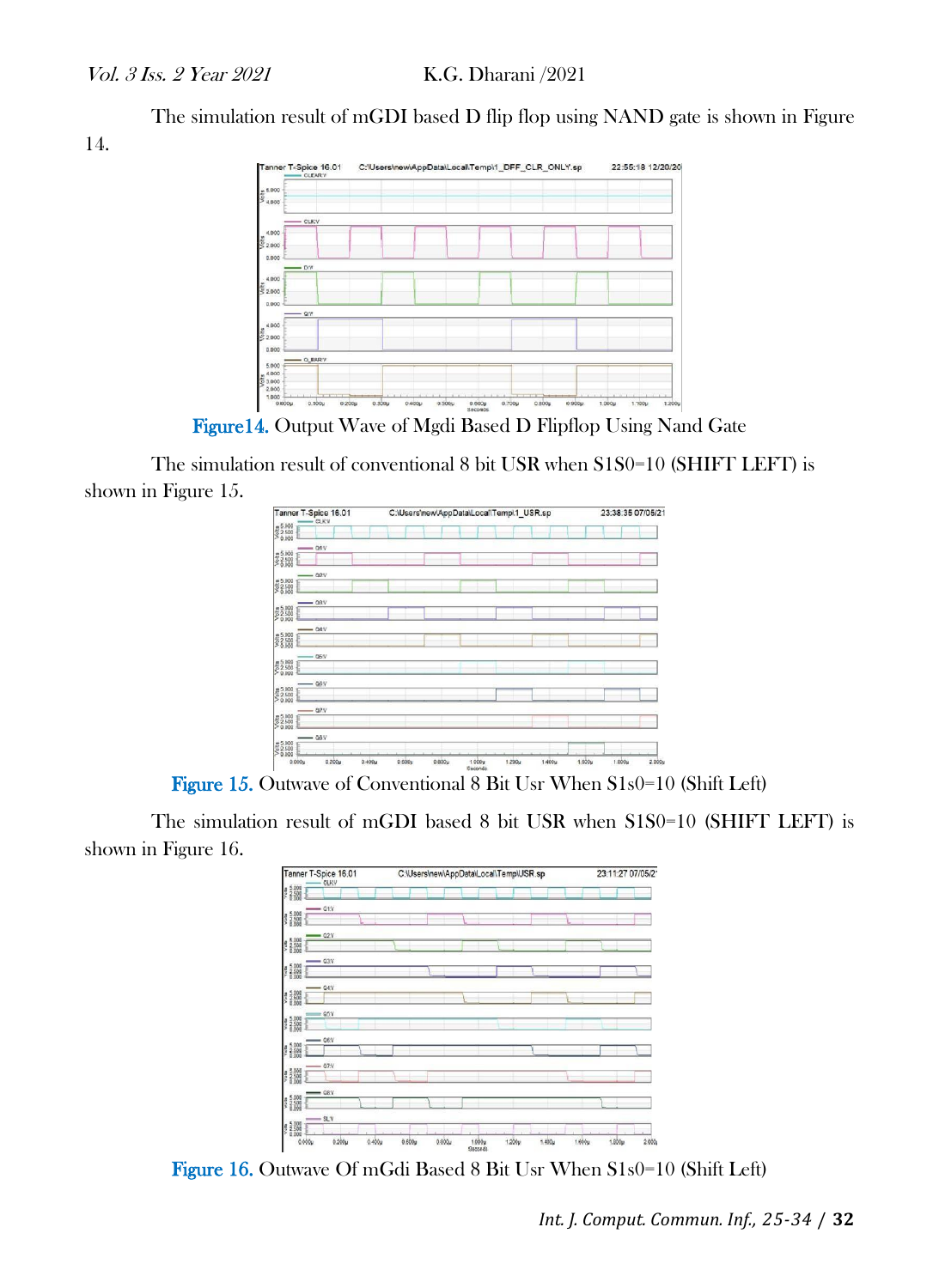The simulation result of mGDI based D flip flop using NAND gate is shown in Figure 14.

Figure14. Output Wave of Mgdi Based D Flipflop Using Nand Gate

The simulation result of conventional 8 bit USR when S1S0=10 (SHIFT LEFT) is shown in Figure 15.

Figure 15. Outwave of Conventional 8 Bit Usr When S1s0=10 (Shift Left)

The simulation result of mGDI based 8 bit USR when S1S0=10 (SHIFT LEFT) is shown in Figure 16.

Figure 16. Outwave Of mGdi Based 8 Bit Usr When S1s0=10 (Shift Left)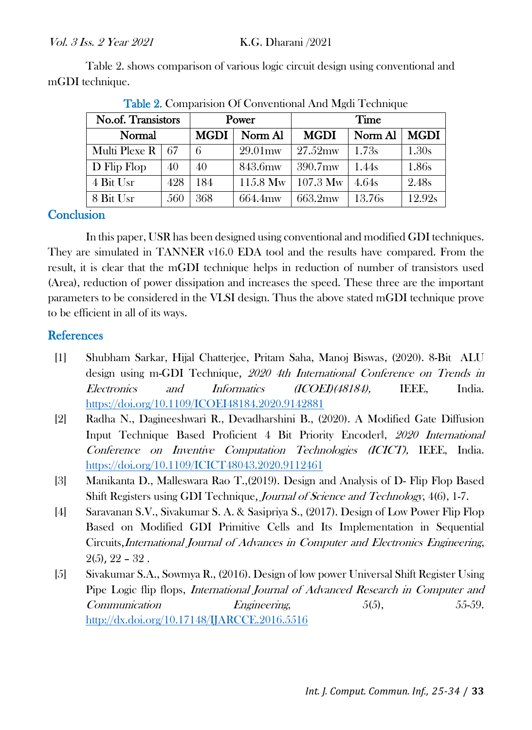Table 2. shows comparison of various logic circuit design using conventional and mGDI technique.

Table 2. Comparision Of Conventional And Mgdi Technique

| No.of. Transistors | | Power | | Time | |
|---|---|---|---|---|---|
| Normal | | MGDI | Norm Al | MGDI | Norm Al | MGDI |
| Multi Plexe R | 67 | 6 | 29.01mw | 27.52mw | 1.73s | 1.30s |
| D Flip Flop | 40 | 40 | 843.6mw | 390.7mw | 1.44s | 1.86s |
| 4 Bit Usr | 428 | 184 | 115.8 Mw | 107.3 Mw | 4.64s | 2.48s |
| 8 Bit Usr | 560 | 368 | 664.4mw | 663.2mw | 13.76s | 12.92s |

## Conclusion

In this paper, USR has been designed using conventional and modified GDI techniques. They are simulated in TANNER v16.0 EDA tool and the results have compared. From the result, it is clear that the mGDI technique helps in reduction of number of transistors used (Area), reduction of power dissipation and increases the speed. These three are the important parameters to be considered in the VLSI design. Thus the above stated mGDI technique prove to be efficient in all of its ways.

## References

[1] Shubham Sarkar, Hijal Chatterjee, Pritam Saha, Manoj Biswas, (2020). 8-Bit ALU design using m-GDI Technique, *2020 4th International Conference on Trends in Electronics and Informatics (ICOEI)(48184),* IEEE, India. https://doi.org/10.1109/ICOEI48184.2020.9142881

[2] Radha N., Dagineeshwari R., Devadharshini B., (2020). A Modified Gate Diffusion Input Technique Based Proficient 4 Bit Priority Encoder‖, *2020 International Conference on Inventive Computation Technologies (ICICT),* IEEE, India. https://doi.org/10.1109/ICICT48043.2020.9112461

[3] Manikanta D., Malleswara Rao T.,(2019). Design and Analysis of D- Flip Flop Based Shift Registers using GDI Technique, *Journal of Science and Technology*, 4(6), 1-7.

[4] Saravanan S.V., Sivakumar S. A. & Sasipriya S., (2017). Design of Low Power Flip Flop Based on Modified GDI Primitive Cells and Its Implementation in Sequential Circuits,*International Journal of Advances in Computer and Electronics Engineering*, 2(5), 22 – 32 .

[5] Sivakumar S.A., Sowmya R., (2016). Design of low power Universal Shift Register Using Pipe Logic flip flops, *International Journal of Advanced Research in Computer and Communication Engineering*, 5(5), 55-59. http://dx.doi.org/10.17148/IJARCCE.2016.5516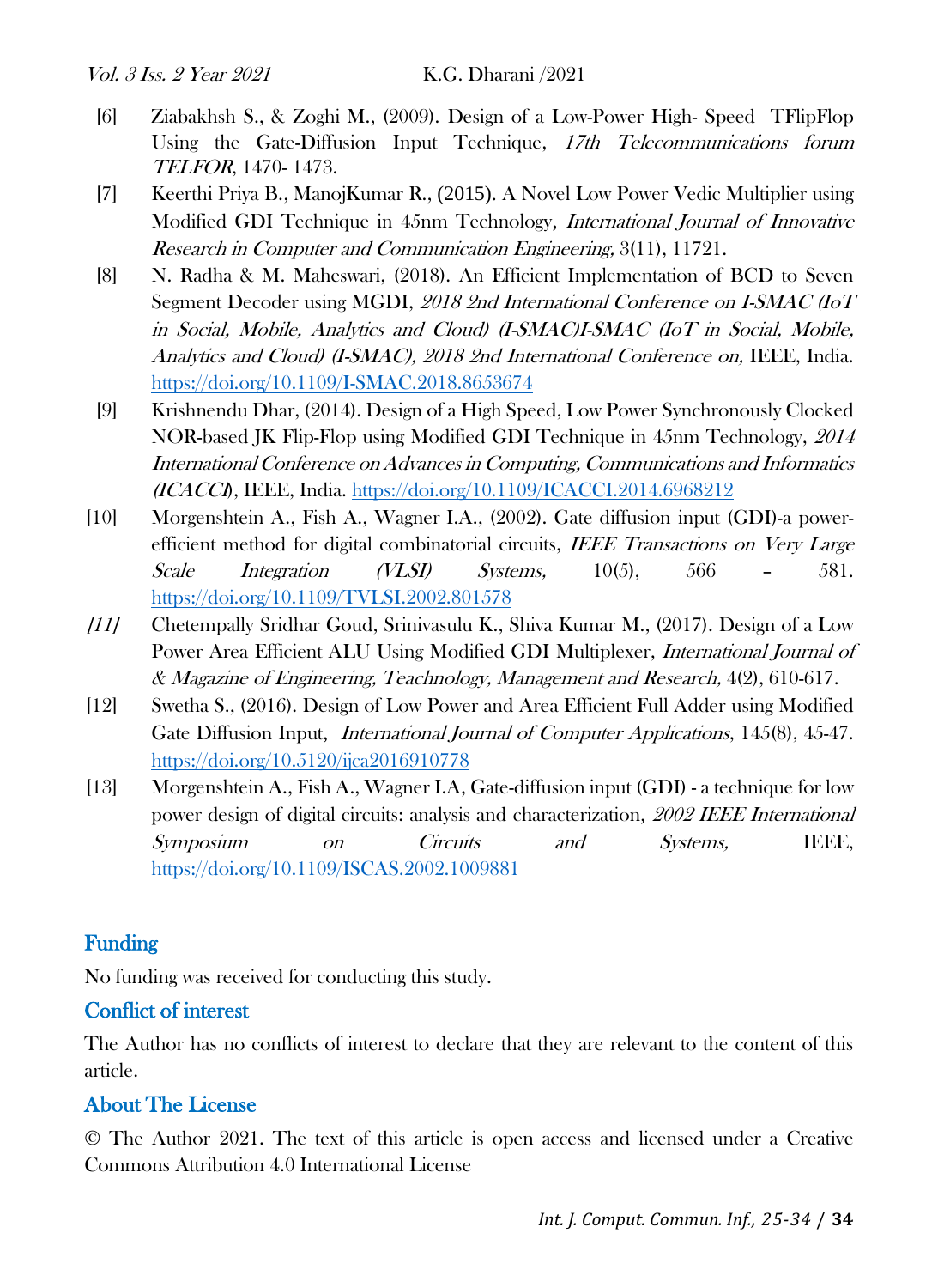[6] Ziabakhsh S., & Zoghi M., (2009). Design of a Low-Power High- Speed TFlipFlop Using the Gate-Diffusion Input Technique, *17th Telecommunications forum TELFOR*, 1470- 1473.

[7] Keerthi Priya B., ManojKumar R., (2015). A Novel Low Power Vedic Multiplier using Modified GDI Technique in 45nm Technology, *International Journal of Innovative Research in Computer and Communication Engineering,* 3(11), 11721.

[8] N. Radha & M. Maheswari, (2018). An Efficient Implementation of BCD to Seven Segment Decoder using MGDI, *2018 2nd International Conference on I-SMAC (IoT in Social, Mobile, Analytics and Cloud) (I-SMAC)I-SMAC (IoT in Social, Mobile, Analytics and Cloud) (I-SMAC), 2018 2nd International Conference on,* IEEE, India. https://doi.org/10.1109/I-SMAC.2018.8653674

[9] Krishnendu Dhar, (2014). Design of a High Speed, Low Power Synchronously Clocked NOR-based JK Flip-Flop using Modified GDI Technique in 45nm Technology, *2014 International Conference on Advances in Computing, Communications and Informatics (ICACCI)*, IEEE, India. https://doi.org/10.1109/ICACCI.2014.6968212

[10] Morgenshtein A., Fish A., Wagner I.A., (2002). Gate diffusion input (GDI)-a power-efficient method for digital combinatorial circuits, *IEEE Transactions on Very Large Scale Integration (VLSI) Systems,* 10(5), 566 – 581. https://doi.org/10.1109/TVLSI.2002.801578

*[11]* Chetempally Sridhar Goud, Srinivasulu K., Shiva Kumar M., (2017). Design of a Low Power Area Efficient ALU Using Modified GDI Multiplexer, *International Journal of & Magazine of Engineering, Teachnology, Management and Research,* 4(2), 610-617.

[12] Swetha S., (2016). Design of Low Power and Area Efficient Full Adder using Modified Gate Diffusion Input, *International Journal of Computer Applications*, 145(8), 45-47. https://doi.org/10.5120/ijca2016910778

[13] Morgenshtein A., Fish A., Wagner I.A, Gate-diffusion input (GDI) - a technique for low power design of digital circuits: analysis and characterization, *2002 IEEE International Symposium on Circuits and Systems,* IEEE, https://doi.org/10.1109/ISCAS.2002.1009881

## Funding

No funding was received for conducting this study.

## Conflict of interest

The Author has no conflicts of interest to declare that they are relevant to the content of this article.

## About The License

© The Author 2021. The text of this article is open access and licensed under a Creative Commons Attribution 4.0 International License